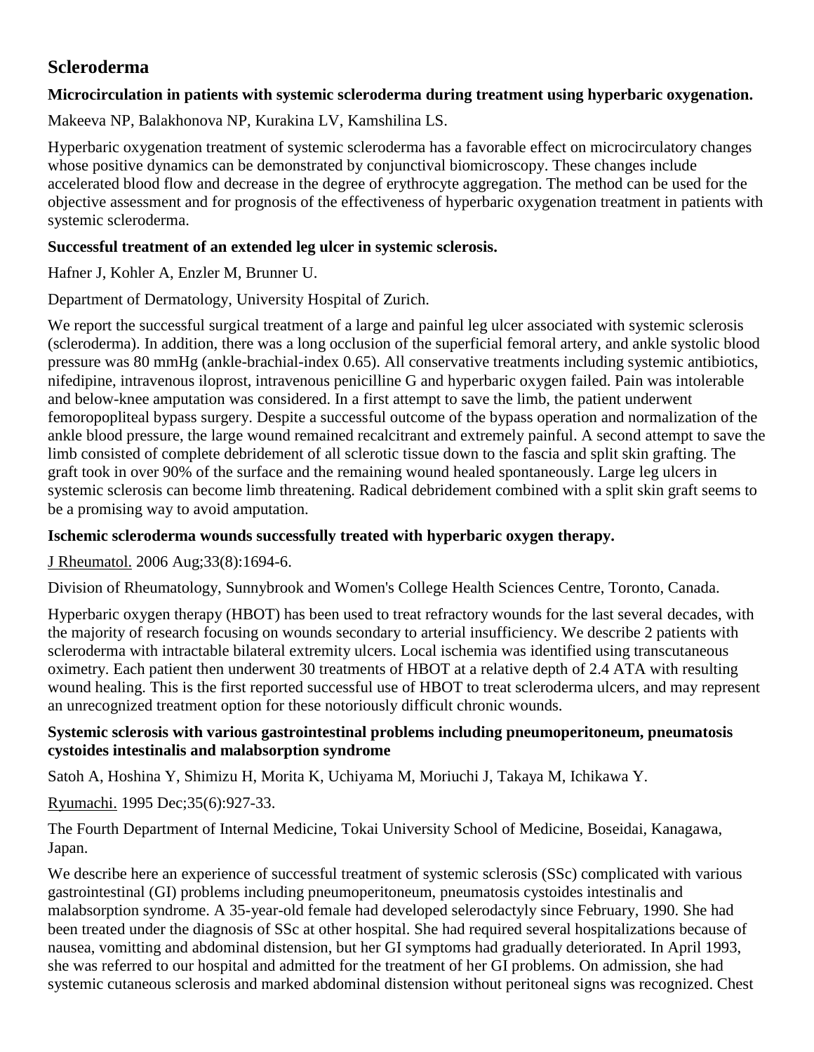## Scleroderma

### Microcirculation in patients with systemic scleroderma during treatment using hyperbaric oxygenation.

Makeeva NP, Balakhonova NP, Kurakina LV, Kamshilina LS.

Hyperbaric oxygenation treatment of systemic scleroderma has a favorable effect on microcirculatory changes whose positive dynamics can be demonstrated by conjunctival biomicroscopy. These changes include accelerated blood flow and decrease in the degree of erythrocyte aggregation. The method can be used for the objective assessment and for prognosis of the effectiveness of hyperbaric oxygenation treatment in patients with systemic scleroderma.

### Successful treatment of an extended leg ulcer in systemic sclerosis.

Hafner J, Kohler A, Enzler M, Brunner U.

Department of Dermatology, University Hospital of Zurich.

We report the successful surgical treatment of a large and painful leg ulcer associated with systemic sclerosis (scleroderma). In addition, there was a long occlusion of the superficial femoral artery, and ankle systolic blood pressure was 80 mmHg (ankle-brachial-index 0.65). All conservative treatments including systemic antibiotics, nifedipine, intravenous iloprost, intravenous penicilline G and hyperbaric oxygen failed. Pain was intolerable and below-knee amputation was considered. In a first attempt to save the limb, the patient underwent femoropopliteal bypass surgery. Despite a successful outcome of the bypass operation and normalization of the ankle blood pressure, the large wound remained recalcitrant and extremely painful. A second attempt to save the limb consisted of complete debridement of all sclerotic tissue down to the fascia and split skin grafting. The graft took in over 90% of the surface and the remaining wound healed spontaneously. Large leg ulcers in systemic sclerosis can become limb threatening. Radical debridement combined with a split skin graft seems to be a promising way to avoid amputation.

### Ischemic scleroderma wounds successfully treated with hyperbaric oxygen therapy.

J Rheumatol. 2006 Aug;33(8):1694-6.

Division of Rheumatology, Sunnybrook and Women's College Health Sciences Centre, Toronto, Canada.

Hyperbaric oxygen therapy (HBOT) has been used to treat refractory wounds for the last several decades, with the majority of research focusing on wounds secondary to arterial insufficiency. We describe 2 patients with scleroderma with intractable bilateral extremity ulcers. Local ischemia was identified using transcutaneous oximetry. Each patient then underwent 30 treatments of HBOT at a relative depth of 2.4 ATA with resulting wound healing. This is the first reported successful use of HBOT to treat scleroderma ulcers, and may represent an unrecognized treatment option for these notoriously difficult chronic wounds.

### Systemic sclerosis with various gastrointestinal problems including pneumoperitoneum, pneumatosis cystoides intestinalis and malabsorption syndrome

Satoh A, Hoshina Y, Shimizu H, Morita K, Uchiyama M, Moriuchi J, Takaya M, Ichikawa Y.

Ryumachi. 1995 Dec;35(6):927-33.

The Fourth Department of Internal Medicine, Tokai University School of Medicine, Boseidai, Kanagawa, Japan.

We describe here an experience of successful treatment of systemic sclerosis (SSc) complicated with various gastrointestinal (GI) problems including pneumoperitoneum, pneumatosis cystoides intestinalis and malabsorption syndrome. A 35-year-old female had developed selerodactyly since February, 1990. She had been treated under the diagnosis of SSc at other hospital. She had required several hospitalizations because of nausea, vomitting and abdominal distension, but her GI symptoms had gradually deteriorated. In April 1993, she was referred to our hospital and admitted for the treatment of her GI problems. On admission, she had systemic cutaneous sclerosis and marked abdominal distension without peritoneal signs was recognized. Chest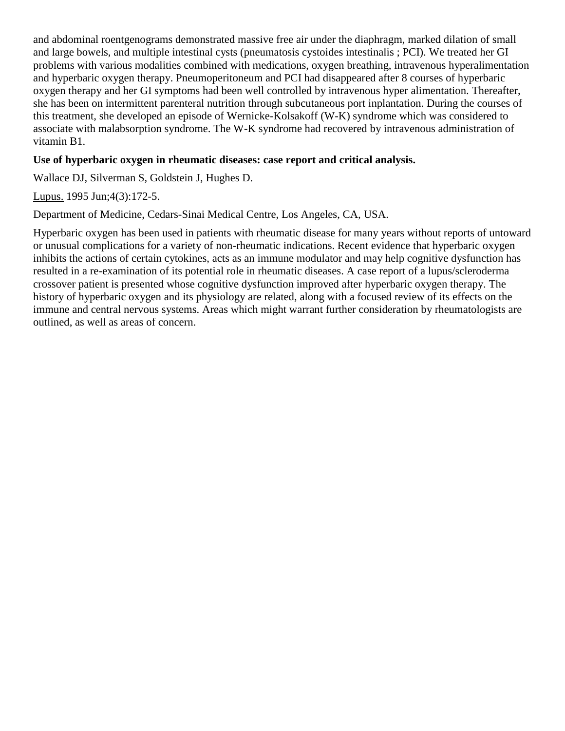and abdominal roentgenograms demonstrated massive free air under the diaphragm, marked dilation of small and large bowels, and multiple intestinal cysts (pneumatosis cystoides intestinalis ; PCI). We treated her GI problems with various modalities combined with medications, oxygen breathing, intravenous hyperalimentation and hyperbaric oxygen therapy. Pneumoperitoneum and PCI had disappeared after 8 courses of hyperbaric oxygen therapy and her GI symptoms had been well controlled by intravenous hyper alimentation. Thereafter, she has been on intermittent parenteral nutrition through subcutaneous port inplantation. During the courses of this treatment, she developed an episode of Wernicke-Kolsakoff (W-K) syndrome which was considered to associate with malabsorption syndrome. The W-K syndrome had recovered by intravenous administration of vitamin B1.

**Use of hyperbaric oxygen in rheumatic diseases: case report and critical analysis.**

Wallace DJ, Silverman S, Goldstein J, Hughes D.

Lupus. 1995 Jun;4(3):172-5.

Department of Medicine, Cedars-Sinai Medical Centre, Los Angeles, CA, USA.

Hyperbaric oxygen has been used in patients with rheumatic disease for many years without reports of untoward or unusual complications for a variety of non-rheumatic indications. Recent evidence that hyperbaric oxygen inhibits the actions of certain cytokines, acts as an immune modulator and may help cognitive dysfunction has resulted in a re-examination of its potential role in rheumatic diseases. A case report of a lupus/scleroderma crossover patient is presented whose cognitive dysfunction improved after hyperbaric oxygen therapy. The history of hyperbaric oxygen and its physiology are related, along with a focused review of its effects on the immune and central nervous systems. Areas which might warrant further consideration by rheumatologists are outlined, as well as areas of concern.